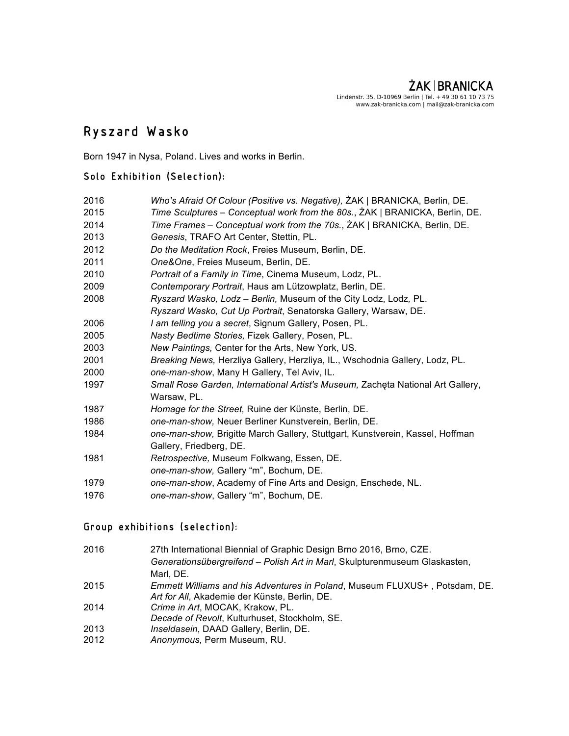ŻAK | BRANICKA
Lindenstr. 35, D-10969 Berlin | Tel. + 49 30 61 10 73 75
www.zak-branicka.com | mail@zak-branicka.com

# Ryszard Wasko

Born 1947 in Nysa, Poland. Lives and works in Berlin.

## Solo Exhibition (Selection):

2016 *Who's Afraid Of Colour (Positive vs. Negative),* ŻAK | BRANICKA, Berlin, DE.
2015 *Time Sculptures – Conceptual work from the 80s.*, ŻAK | BRANICKA, Berlin, DE.
2014 *Time Frames – Conceptual work from the 70s.*, ŻAK | BRANICKA, Berlin, DE.
2013 *Genesis*, TRAFO Art Center, Stettin, PL.
2012 *Do the Meditation Rock*, Freies Museum, Berlin, DE.
2011 *One&One*, Freies Museum, Berlin, DE.
2010 *Portrait of a Family in Time*, Cinema Museum, Lodz, PL.
2009 *Contemporary Portrait*, Haus am Lützowplatz, Berlin, DE.
2008 *Ryszard Wasko, Lodz – Berlin,* Museum of the City Lodz, Lodz, PL.
*Ryszard Wasko, Cut Up Portrait*, Senatorska Gallery, Warsaw, DE.
2006 *I am telling you a secret*, Signum Gallery, Posen, PL.
2005 *Nasty Bedtime Stories,* Fizek Gallery, Posen, PL.
2003 *New Paintings,* Center for the Arts, New York, US.
2001 *Breaking News,* Herzliya Gallery, Herzliya, IL., Wschodnia Gallery, Lodz, PL.
2000 *one-man-show*, Many H Gallery, Tel Aviv, IL.
1997 *Small Rose Garden, International Artist's Museum,* Zachęta National Art Gallery, Warsaw, PL.
1987 *Homage for the Street,* Ruine der Künste, Berlin, DE.
1986 *one-man-show,* Neuer Berliner Kunstverein, Berlin, DE.
1984 *one-man-show,* Brigitte March Gallery, Stuttgart, Kunstverein, Kassel, Hoffman Gallery, Friedberg, DE.
1981 *Retrospective,* Museum Folkwang, Essen, DE.
*one-man-show,* Gallery "m", Bochum, DE.
1979 *one-man-show*, Academy of Fine Arts and Design, Enschede, NL.
1976 *one-man-show*, Gallery "m", Bochum, DE.

## Group exhibitions (selection):

2016 27th International Biennial of Graphic Design Brno 2016, Brno, CZE.
*Generationsübergreifend – Polish Art in Marl*, Skulpturenmuseum Glaskasten, Marl, DE.
2015 *Emmett Williams and his Adventures in Poland*, Museum FLUXUS+ , Potsdam, DE.
*Art for All*, Akademie der Künste, Berlin, DE.
2014 *Crime in Art*, MOCAK, Krakow, PL.
*Decade of Revolt*, Kulturhuset, Stockholm, SE.
2013 *Inseldasein*, DAAD Gallery, Berlin, DE.
2012 *Anonymous,* Perm Museum, RU.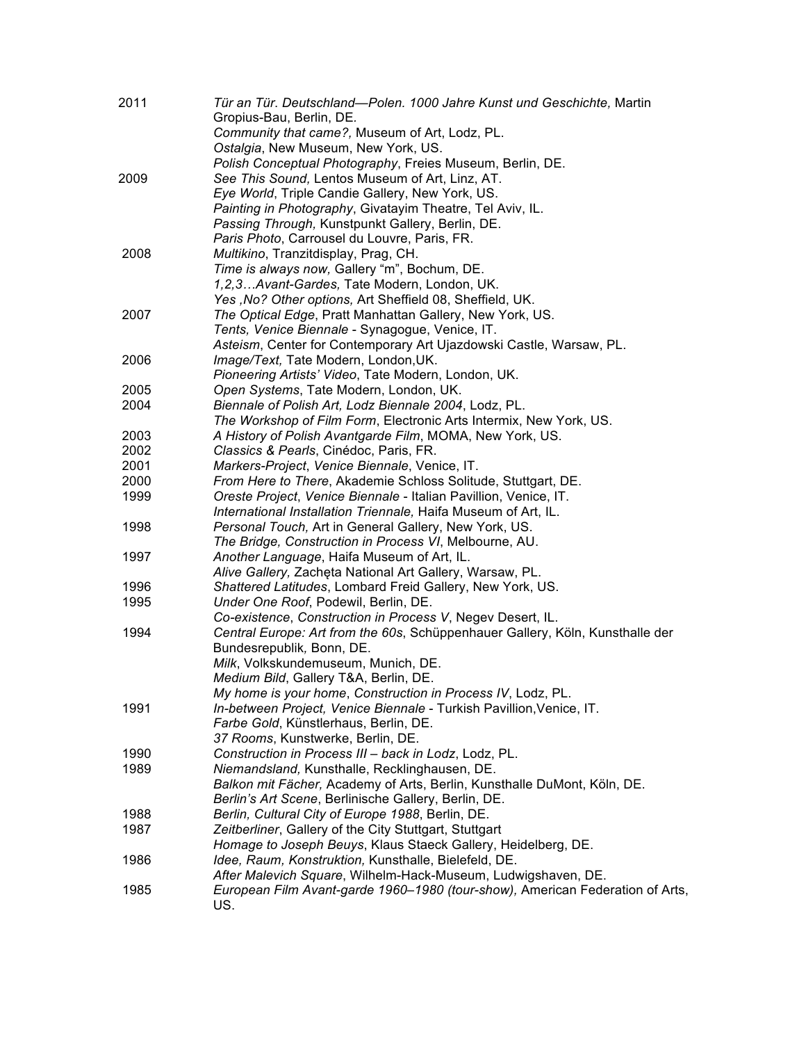2011 *Tür an Tür. Deutschland—Polen. 1000 Jahre Kunst und Geschichte,* Martin Gropius-Bau, Berlin, DE.
*Community that came?,* Museum of Art, Lodz, PL.
*Ostalgia*, New Museum, New York, US.
*Polish Conceptual Photography*, Freies Museum, Berlin, DE.

2009 *See This Sound,* Lentos Museum of Art, Linz, AT.
*Eye World*, Triple Candie Gallery, New York, US.
*Painting in Photography*, Givatayim Theatre, Tel Aviv, IL.
*Passing Through,* Kunstpunkt Gallery, Berlin, DE.
*Paris Photo*, Carrousel du Louvre, Paris, FR.

2008 *Multikino*, Tranzitdisplay, Prag, CH.
*Time is always now,* Gallery "m", Bochum, DE.
*1,2,3…Avant-Gardes,* Tate Modern, London, UK.
*Yes ,No? Other options,* Art Sheffield 08, Sheffield, UK.

2007 *The Optical Edge*, Pratt Manhattan Gallery, New York, US.
*Tents, Venice Biennale* - Synagogue, Venice, IT.
*Asteism*, Center for Contemporary Art Ujazdowski Castle, Warsaw, PL.

2006 *Image/Text,* Tate Modern, London,UK.
*Pioneering Artists' Video*, Tate Modern, London, UK.

2005 *Open Systems*, Tate Modern, London, UK.

2004 *Biennale of Polish Art, Lodz Biennale 2004*, Lodz, PL.
*The Workshop of Film Form*, Electronic Arts Intermix, New York, US.

2003 *A History of Polish Avantgarde Film*, MOMA, New York, US.

2002 *Classics & Pearls*, Cinédoc, Paris, FR.

2001 *Markers-Project*, *Venice Biennale*, Venice, IT.

2000 *From Here to There*, Akademie Schloss Solitude, Stuttgart, DE.

1999 *Oreste Project*, *Venice Biennale* - Italian Pavillion, Venice, IT.
*International Installation Triennale,* Haifa Museum of Art, IL.

1998 *Personal Touch,* Art in General Gallery, New York, US.
*The Bridge, Construction in Process VI*, Melbourne, AU.

1997 *Another Language*, Haifa Museum of Art, IL.
*Alive Gallery,* Zachęta National Art Gallery, Warsaw, PL.

1996 *Shattered Latitudes*, Lombard Freid Gallery, New York, US.

1995 *Under One Roof*, Podewil, Berlin, DE.
*Co-existence*, *Construction in Process V*, Negev Desert, IL.

1994 *Central Europe: Art from the 60s*, Schüppenhauer Gallery, Köln, Kunsthalle der Bundesrepublik*,* Bonn, DE.
*Milk*, Volkskundemuseum, Munich, DE.
*Medium Bild*, Gallery T&A, Berlin, DE.
*My home is your home*, *Construction in Process IV*, Lodz, PL.

1991 *In-between Project, Venice Biennale* - Turkish Pavillion,Venice, IT.
*Farbe Gold*, Künstlerhaus, Berlin, DE.
*37 Rooms*, Kunstwerke, Berlin, DE.

1990 *Construction in Process III – back in Lodz*, Lodz, PL.

1989 *Niemandsland,* Kunsthalle, Recklinghausen, DE.
*Balkon mit Fächer,* Academy of Arts, Berlin, Kunsthalle DuMont, Köln, DE.
*Berlin's Art Scene*, Berlinische Gallery, Berlin, DE.

1988 *Berlin, Cultural City of Europe 1988*, Berlin, DE.

1987 *Zeitberliner*, Gallery of the City Stuttgart, Stuttgart
*Homage to Joseph Beuys*, Klaus Staeck Gallery, Heidelberg, DE.

1986 *Idee, Raum, Konstruktion,* Kunsthalle, Bielefeld, DE.
*After Malevich Square*, Wilhelm-Hack-Museum, Ludwigshaven, DE.

1985 *European Film Avant-garde 1960–1980 (tour-show),* American Federation of Arts, US.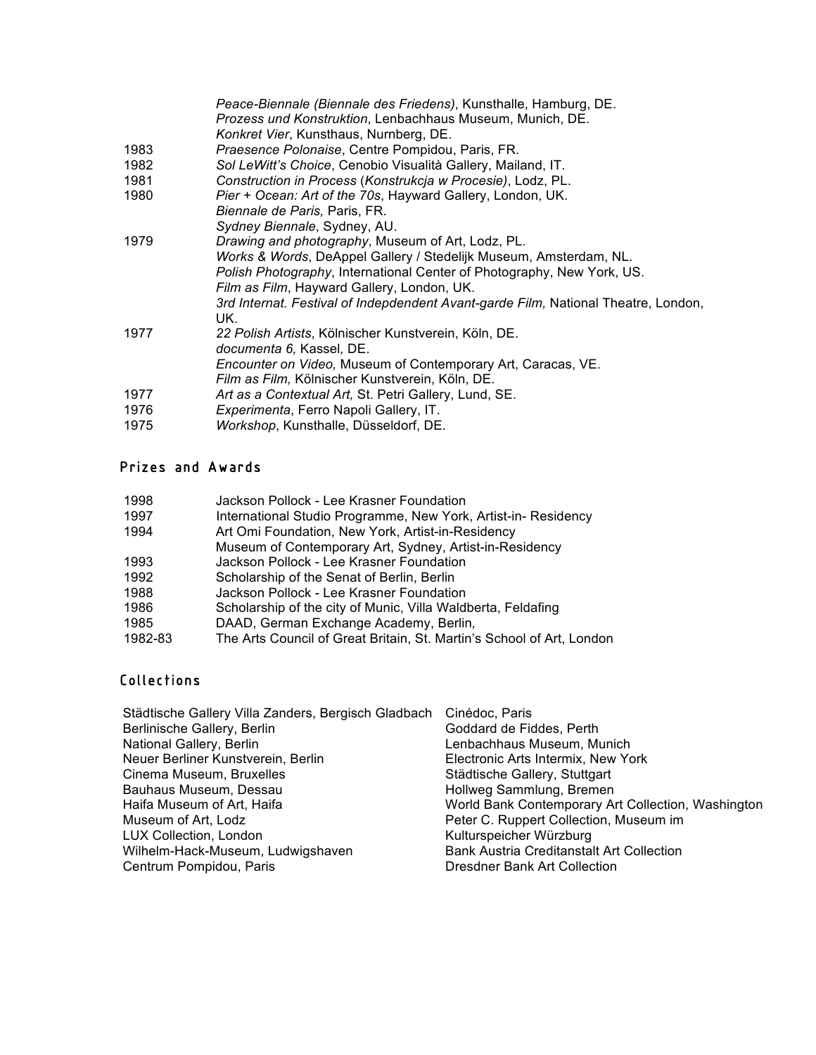| | |
|---|---|
| | *Peace-Biennale (Biennale des Friedens)*, Kunsthalle, Hamburg, DE. |
| | *Prozess und Konstruktion*, Lenbachhaus Museum, Munich, DE. |
| | *Konkret Vier*, Kunsthaus, Nurnberg, DE. |
| 1983 | *Praesence Polonaise*, Centre Pompidou, Paris, FR. |
| 1982 | *Sol LeWitt's Choice*, Cenobio Visualità Gallery, Mailand, IT. |
| 1981 | *Construction in Process* (*Konstrukcja w Procesie)*, Lodz, PL. |
| 1980 | *Pier + Ocean: Art of the 70s*, Hayward Gallery, London, UK. |
| | *Biennale de Paris,* Paris, FR. |
| | *Sydney Biennale*, Sydney, AU. |
| 1979 | *Drawing and photography*, Museum of Art, Lodz, PL. |
| | *Works & Words*, DeAppel Gallery / Stedelijk Museum, Amsterdam, NL. |
| | *Polish Photography*, International Center of Photography, New York, US. |
| | *Film as Film*, Hayward Gallery, London, UK. |
| | *3rd Internat. Festival of Indepdendent Avant-garde Film,* National Theatre, London, UK. |
| 1977 | *22 Polish Artists*, Kölnischer Kunstverein, Köln, DE. |
| | *documenta 6,* Kassel*,* DE. |
| | *Encounter on Video,* Museum of Contemporary Art, Caracas, VE. |
| | *Film as Film,* Kölnischer Kunstverein, Köln, DE. |
| 1977 | *Art as a Contextual Art,* St. Petri Gallery, Lund, SE. |
| 1976 | *Experimenta*, Ferro Napoli Gallery, IT. |
| 1975 | *Workshop*, Kunsthalle, Düsseldorf, DE. |

## Prizes and Awards

| | |
|---|---|
| 1998 | Jackson Pollock - Lee Krasner Foundation |
| 1997 | International Studio Programme, New York, Artist-in- Residency |
| 1994 | Art Omi Foundation, New York, Artist-in-Residency |
| | Museum of Contemporary Art, Sydney, Artist-in-Residency |
| 1993 | Jackson Pollock - Lee Krasner Foundation |
| 1992 | Scholarship of the Senat of Berlin, Berlin |
| 1988 | Jackson Pollock - Lee Krasner Foundation |
| 1986 | Scholarship of the city of Munic, Villa Waldberta, Feldafing |
| 1985 | DAAD, German Exchange Academy, Berlin*,* |
| 1982-83 | The Arts Council of Great Britain, St. Martin's School of Art, London |

## Collections

Städtische Gallery Villa Zanders, Bergisch Gladbach
Berlinische Gallery, Berlin
National Gallery, Berlin
Neuer Berliner Kunstverein, Berlin
Cinema Museum, Bruxelles
Bauhaus Museum, Dessau
Haifa Museum of Art, Haifa
Museum of Art, Lodz
LUX Collection, London
Wilhelm-Hack-Museum, Ludwigshaven
Centrum Pompidou, Paris
Cinédoc, Paris
Goddard de Fiddes, Perth
Lenbachhaus Museum, Munich
Electronic Arts Intermix, New York
Städtische Gallery, Stuttgart
Hollweg Sammlung, Bremen
World Bank Contemporary Art Collection, Washington
Peter C. Ruppert Collection, Museum im Kulturspeicher Würzburg
Bank Austria Creditanstalt Art Collection
Dresdner Bank Art Collection